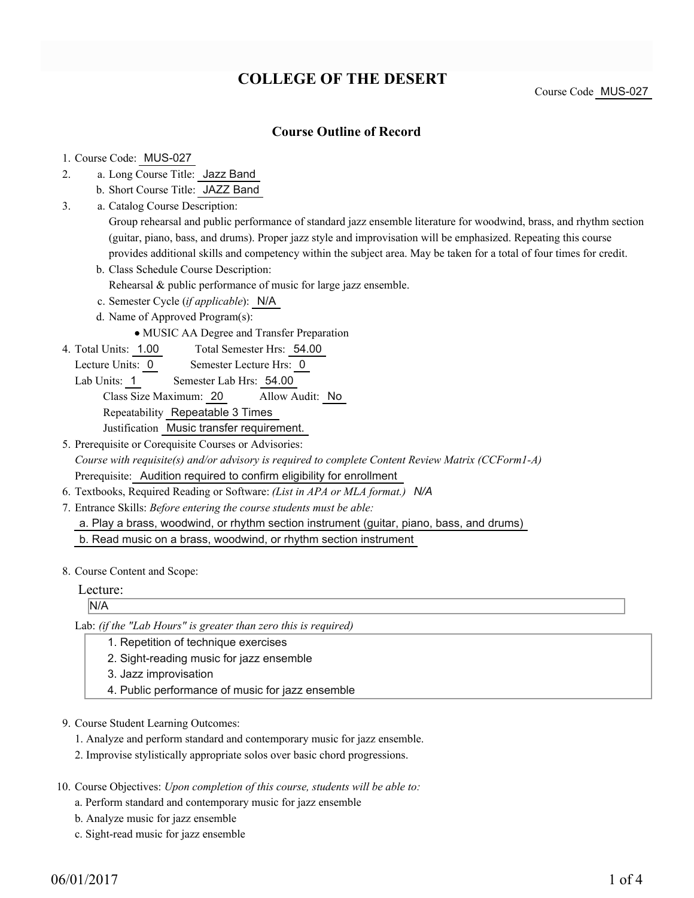# COLLEGE OF THE DESERT

Course Code MUS-027

## Course Outline of Record

1. Course Code: MUS-027
2. a. Long Course Title: Jazz Band
   b. Short Course Title: JAZZ Band
3. a. Catalog Course Description:
   Group rehearsal and public performance of standard jazz ensemble literature for woodwind, brass, and rhythm section (guitar, piano, bass, and drums). Proper jazz style and improvisation will be emphasized. Repeating this course provides additional skills and competency within the subject area. May be taken for a total of four times for credit.
   b. Class Schedule Course Description:
   Rehearsal & public performance of music for large jazz ensemble.
   c. Semester Cycle (*if applicable*): N/A
   d. Name of Approved Program(s):
   - MUSIC AA Degree and Transfer Preparation
4. Total Units: 1.00 Total Semester Hrs: 54.00
   Lecture Units: 0 Semester Lecture Hrs: 0
   Lab Units: 1 Semester Lab Hrs: 54.00
   Class Size Maximum: 20 Allow Audit: No
   Repeatability Repeatable 3 Times
   Justification Music transfer requirement.
5. Prerequisite or Corequisite Courses or Advisories:
   *Course with requisite(s) and/or advisory is required to complete Content Review Matrix (CCForm1-A)*
   Prerequisite: Audition required to confirm eligibility for enrollment
6. Textbooks, Required Reading or Software: *(List in APA or MLA format.)* *N/A*
7. Entrance Skills: *Before entering the course students must be able:*
   a. Play a brass, woodwind, or rhythm section instrument (guitar, piano, bass, and drums)
   b. Read music on a brass, woodwind, or rhythm section instrument
8. Course Content and Scope:

   Lecture:
   N/A

   Lab: *(if the "Lab Hours" is greater than zero this is required)*
   1. Repetition of technique exercises
   2. Sight-reading music for jazz ensemble
   3. Jazz improvisation
   4. Public performance of music for jazz ensemble

9. Course Student Learning Outcomes:
   1. Analyze and perform standard and contemporary music for jazz ensemble.
   2. Improvise stylistically appropriate solos over basic chord progressions.

10. Course Objectives: *Upon completion of this course, students will be able to:*
    a. Perform standard and contemporary music for jazz ensemble
    b. Analyze music for jazz ensemble
    c. Sight-read music for jazz ensemble

06/01/2017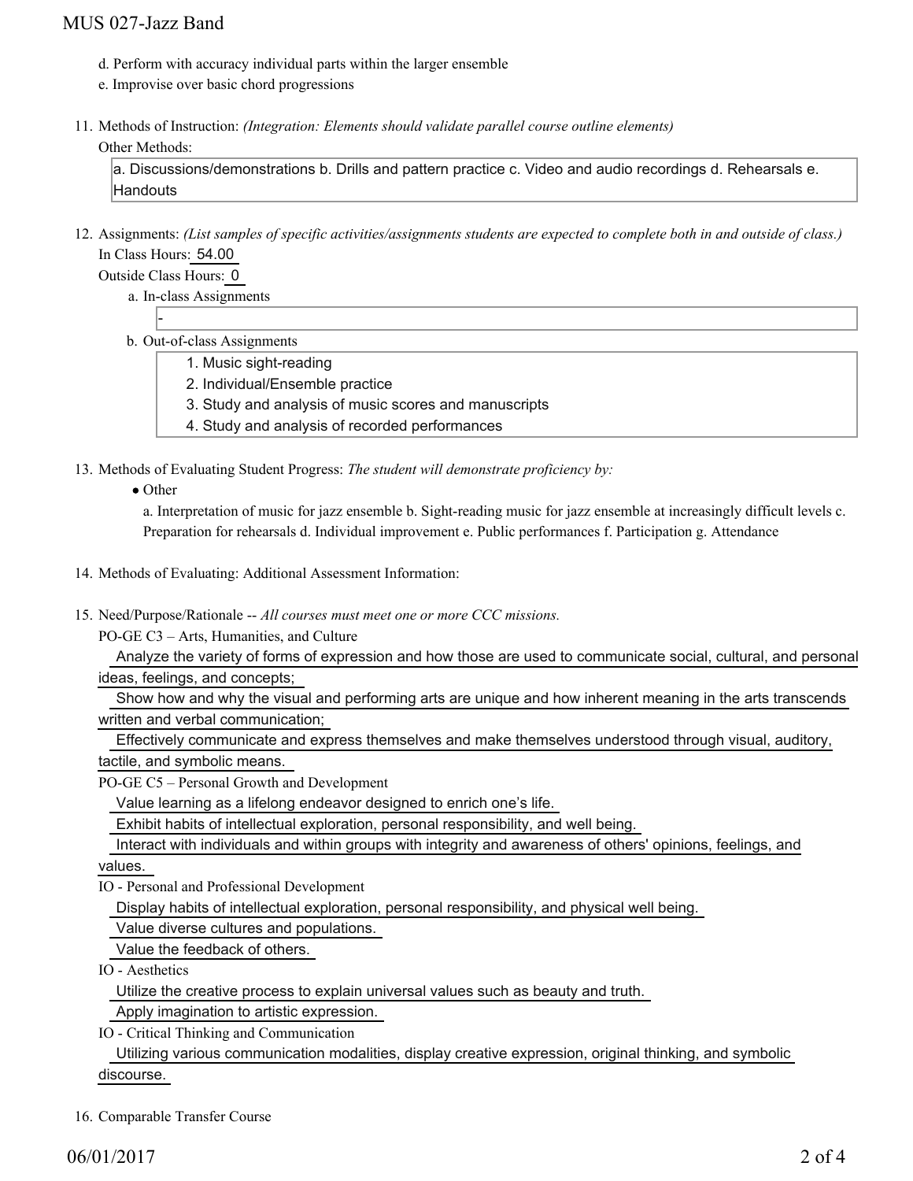d. Perform with accuracy individual parts within the larger ensemble
e. Improvise over basic chord progressions

11. Methods of Instruction: *(Integration: Elements should validate parallel course outline elements)*

    Other Methods:

    a. Discussions/demonstrations b. Drills and pattern practice c. Video and audio recordings d. Rehearsals e. Handouts

12. Assignments: *(List samples of specific activities/assignments students are expected to complete both in and outside of class.)*

    In Class Hours: 54.00

    Outside Class Hours: 0

    a. In-class Assignments

       -

    b. Out-of-class Assignments

       1. Music sight-reading
       2. Individual/Ensemble practice
       3. Study and analysis of music scores and manuscripts
       4. Study and analysis of recorded performances

13. Methods of Evaluating Student Progress: *The student will demonstrate proficiency by:*

    - Other

      a. Interpretation of music for jazz ensemble b. Sight-reading music for jazz ensemble at increasingly difficult levels c. Preparation for rehearsals d. Individual improvement e. Public performances f. Participation g. Attendance

14. Methods of Evaluating: Additional Assessment Information:

15. Need/Purpose/Rationale -- *All courses must meet one or more CCC missions.*

    PO-GE C3 – Arts, Humanities, and Culture

    Analyze the variety of forms of expression and how those are used to communicate social, cultural, and personal ideas, feelings, and concepts;

    Show how and why the visual and performing arts are unique and how inherent meaning in the arts transcends written and verbal communication;

    Effectively communicate and express themselves and make themselves understood through visual, auditory, tactile, and symbolic means.

    PO-GE C5 – Personal Growth and Development

    Value learning as a lifelong endeavor designed to enrich one's life.

    Exhibit habits of intellectual exploration, personal responsibility, and well being.

    Interact with individuals and within groups with integrity and awareness of others' opinions, feelings, and values.

    IO - Personal and Professional Development

    Display habits of intellectual exploration, personal responsibility, and physical well being.

    Value diverse cultures and populations.

    Value the feedback of others.

    IO - Aesthetics

    Utilize the creative process to explain universal values such as beauty and truth.

    Apply imagination to artistic expression.

    IO - Critical Thinking and Communication

    Utilizing various communication modalities, display creative expression, original thinking, and symbolic discourse.

16. Comparable Transfer Course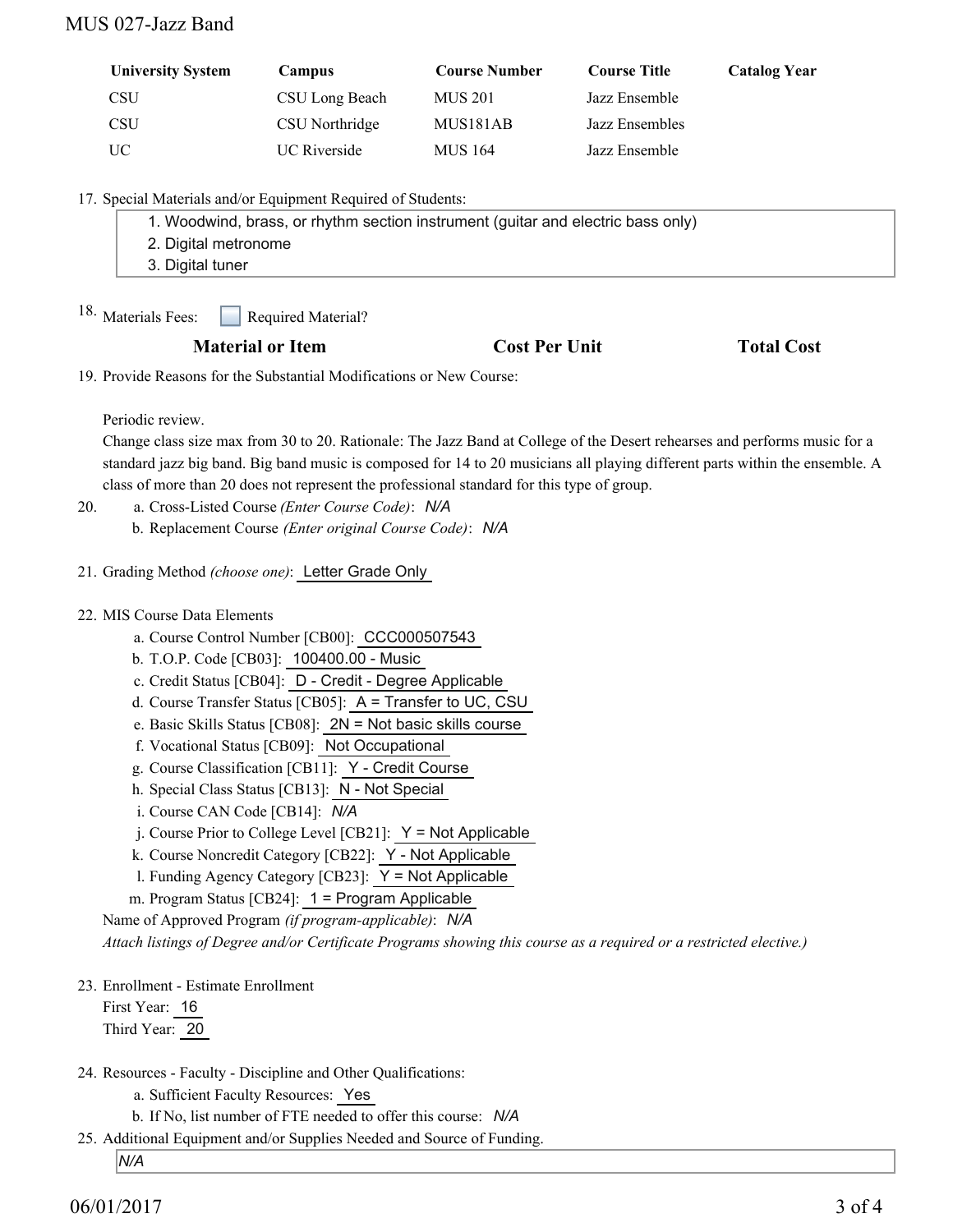| University System | Campus | Course Number | Course Title | Catalog Year |
|---|---|---|---|---|
| CSU | CSU Long Beach | MUS 201 | Jazz Ensemble | |
| CSU | CSU Northridge | MUS181AB | Jazz Ensembles | |
| UC | UC Riverside | MUS 164 | Jazz Ensemble | |

17. Special Materials and/or Equipment Required of Students:
    1. Woodwind, brass, or rhythm section instrument (guitar and electric bass only)
    2. Digital metronome
    3. Digital tuner

18. Materials Fees: ☐ Required Material?

| Material or Item | Cost Per Unit | Total Cost |
|---|---|---|

19. Provide Reasons for the Substantial Modifications or New Course:

    Periodic review.
    Change class size max from 30 to 20. Rationale: The Jazz Band at College of the Desert rehearses and performs music for a standard jazz big band. Big band music is composed for 14 to 20 musicians all playing different parts within the ensemble. A class of more than 20 does not represent the professional standard for this type of group.

20. a. Cross-Listed Course *(Enter Course Code)*: *N/A*
    b. Replacement Course *(Enter original Course Code)*: *N/A*

21. Grading Method *(choose one)*: Letter Grade Only

22. MIS Course Data Elements
    a. Course Control Number [CB00]: CCC000507543
    b. T.O.P. Code [CB03]: 100400.00 - Music
    c. Credit Status [CB04]: D - Credit - Degree Applicable
    d. Course Transfer Status [CB05]: A = Transfer to UC, CSU
    e. Basic Skills Status [CB08]: 2N = Not basic skills course
    f. Vocational Status [CB09]: Not Occupational
    g. Course Classification [CB11]: Y - Credit Course
    h. Special Class Status [CB13]: N - Not Special
    i. Course CAN Code [CB14]: *N/A*
    j. Course Prior to College Level [CB21]: Y = Not Applicable
    k. Course Noncredit Category [CB22]: Y - Not Applicable
    l. Funding Agency Category [CB23]: Y = Not Applicable
    m. Program Status [CB24]: 1 = Program Applicable

    Name of Approved Program *(if program-applicable)*: *N/A*
    *Attach listings of Degree and/or Certificate Programs showing this course as a required or a restricted elective.)*

23. Enrollment - Estimate Enrollment
    First Year: 16
    Third Year: 20

24. Resources - Faculty - Discipline and Other Qualifications:
    a. Sufficient Faculty Resources: Yes
    b. If No, list number of FTE needed to offer this course: *N/A*

25. Additional Equipment and/or Supplies Needed and Source of Funding.
    *N/A*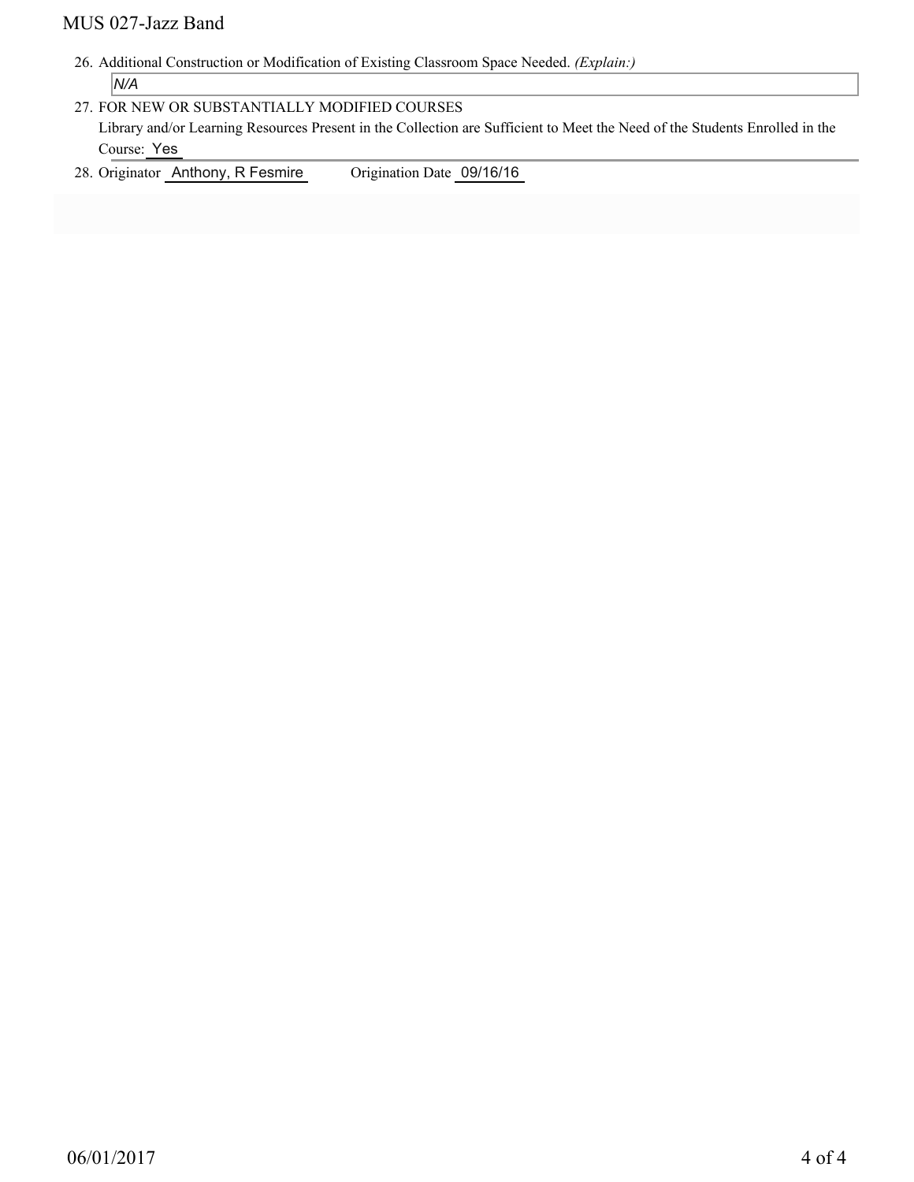26. Additional Construction or Modification of Existing Classroom Space Needed. *(Explain:)*

    *N/A*

27. FOR NEW OR SUBSTANTIALLY MODIFIED COURSES

    Library and/or Learning Resources Present in the Collection are Sufficient to Meet the Need of the Students Enrolled in the Course: Yes

28. Originator Anthony, R Fesmire    Origination Date 09/16/16